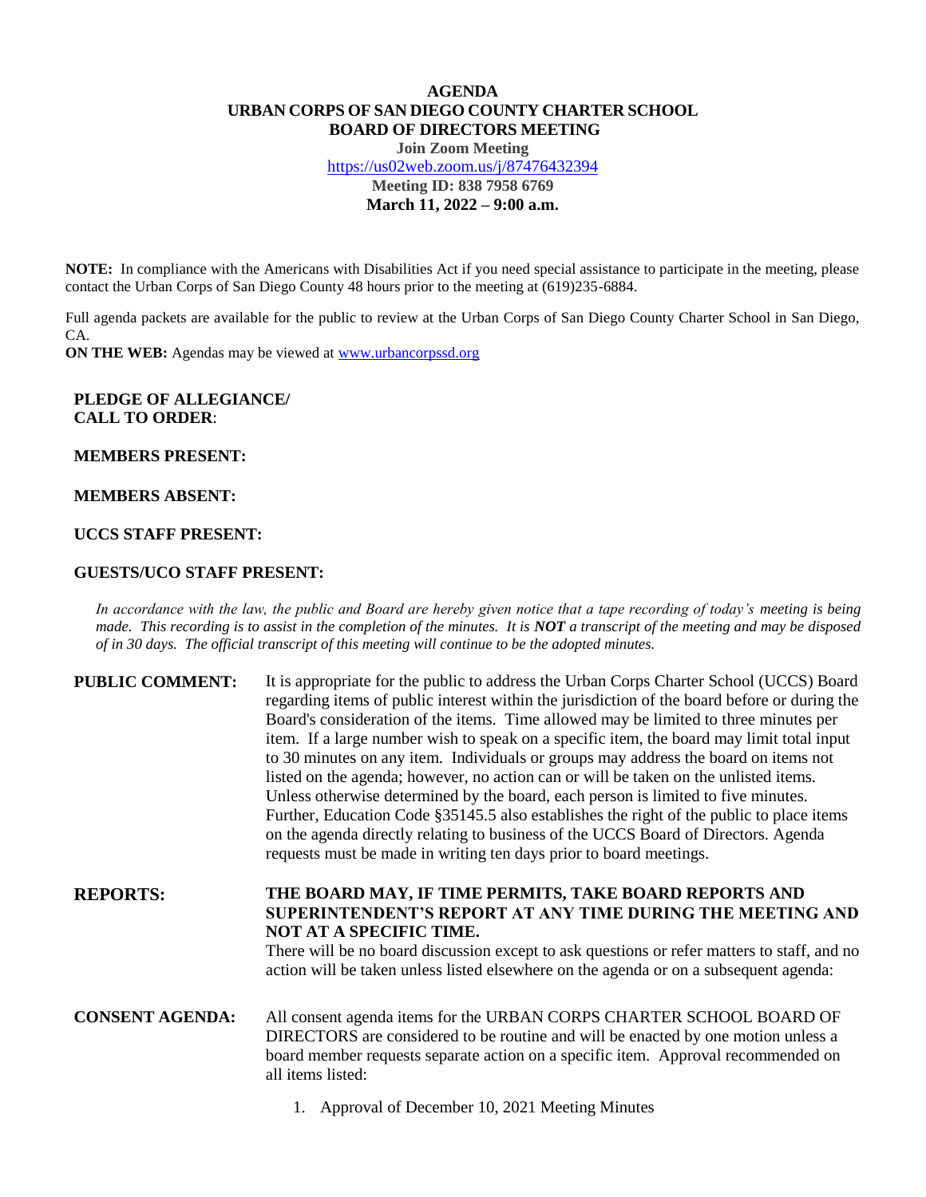# AGENDA
# URBAN CORPS OF SAN DIEGO COUNTY CHARTER SCHOOL
# BOARD OF DIRECTORS MEETING

**Join Zoom Meeting**
https://us02web.zoom.us/j/87476432394
**Meeting ID: 838 7958 6769**
**March 11, 2022 – 9:00 a.m.**

**NOTE:** In compliance with the Americans with Disabilities Act if you need special assistance to participate in the meeting, please contact the Urban Corps of San Diego County 48 hours prior to the meeting at (619)235-6884.

Full agenda packets are available for the public to review at the Urban Corps of San Diego County Charter School in San Diego, CA.

**ON THE WEB:** Agendas may be viewed at www.urbancorpssd.org

**PLEDGE OF ALLEGIANCE/**
**CALL TO ORDER**:

**MEMBERS PRESENT:**

**MEMBERS ABSENT:**

**UCCS STAFF PRESENT:**

**GUESTS/UCO STAFF PRESENT:**

*In accordance with the law, the public and Board are hereby given notice that a tape recording of today's meeting is being made. This recording is to assist in the completion of the minutes. It is **NOT** a transcript of the meeting and may be disposed of in 30 days. The official transcript of this meeting will continue to be the adopted minutes.*

**PUBLIC COMMENT:** It is appropriate for the public to address the Urban Corps Charter School (UCCS) Board regarding items of public interest within the jurisdiction of the board before or during the Board's consideration of the items. Time allowed may be limited to three minutes per item. If a large number wish to speak on a specific item, the board may limit total input to 30 minutes on any item. Individuals or groups may address the board on items not listed on the agenda; however, no action can or will be taken on the unlisted items. Unless otherwise determined by the board, each person is limited to five minutes. Further, Education Code §35145.5 also establishes the right of the public to place items on the agenda directly relating to business of the UCCS Board of Directors. Agenda requests must be made in writing ten days prior to board meetings.

**REPORTS:** **THE BOARD MAY, IF TIME PERMITS, TAKE BOARD REPORTS AND SUPERINTENDENT'S REPORT AT ANY TIME DURING THE MEETING AND NOT AT A SPECIFIC TIME.**
There will be no board discussion except to ask questions or refer matters to staff, and no action will be taken unless listed elsewhere on the agenda or on a subsequent agenda:

**CONSENT AGENDA:** All consent agenda items for the URBAN CORPS CHARTER SCHOOL BOARD OF DIRECTORS are considered to be routine and will be enacted by one motion unless a board member requests separate action on a specific item. Approval recommended on all items listed:

1. Approval of December 10, 2021 Meeting Minutes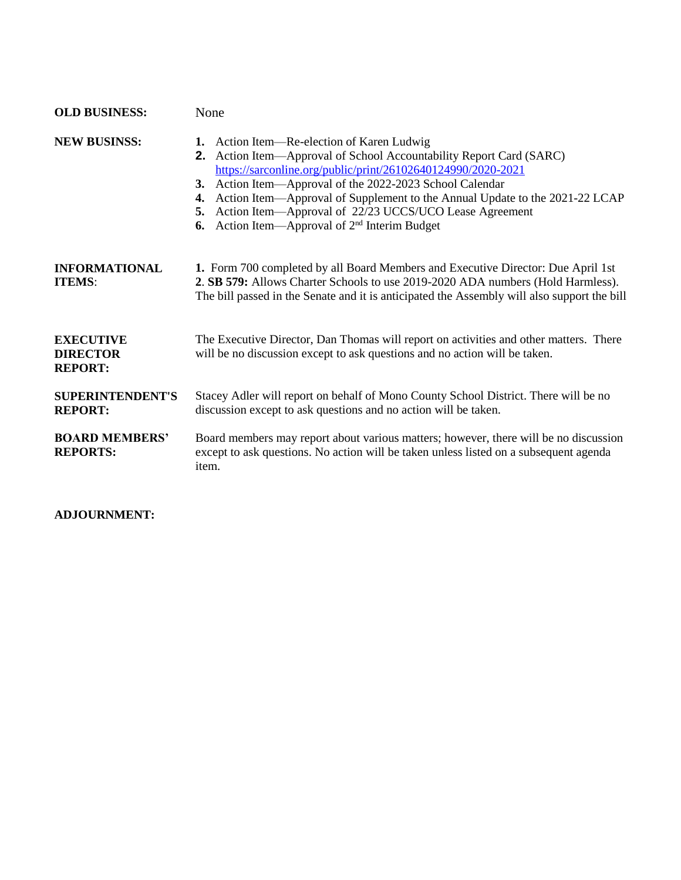**OLD BUSINESS:** None

**NEW BUSINSS:**

1. Action Item—Re-election of Karen Ludwig
2. Action Item—Approval of School Accountability Report Card (SARC) https://sarconline.org/public/print/26102640124990/2020-2021
3. Action Item—Approval of the 2022-2023 School Calendar
4. Action Item—Approval of Supplement to the Annual Update to the 2021-22 LCAP
5. Action Item—Approval of 22/23 UCCS/UCO Lease Agreement
6. Action Item—Approval of 2nd Interim Budget

**INFORMATIONAL ITEMS**:

**1.** Form 700 completed by all Board Members and Executive Director: Due April 1st
**2**. **SB 579:** Allows Charter Schools to use 2019-2020 ADA numbers (Hold Harmless). The bill passed in the Senate and it is anticipated the Assembly will also support the bill

**EXECUTIVE DIRECTOR REPORT:**

The Executive Director, Dan Thomas will report on activities and other matters. There will be no discussion except to ask questions and no action will be taken.

**SUPERINTENDENT'S REPORT:**

Stacey Adler will report on behalf of Mono County School District. There will be no discussion except to ask questions and no action will be taken.

**BOARD MEMBERS' REPORTS:**

Board members may report about various matters; however, there will be no discussion except to ask questions. No action will be taken unless listed on a subsequent agenda item.

**ADJOURNMENT:**